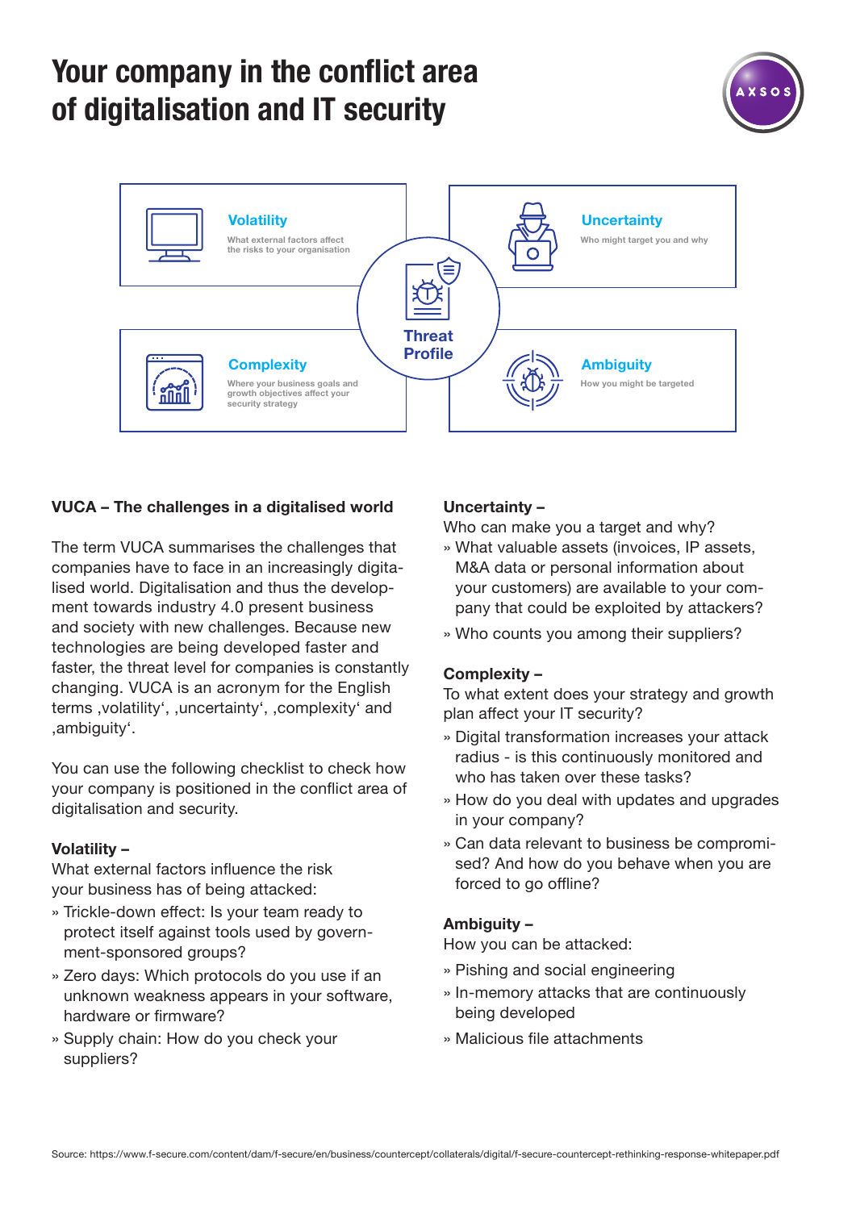# Your company in the conflict area of digitalisation and IT security

**Volatility**
What external factors affect the risks to your organisation

**Uncertainty**
Who might target you and why

**Threat Profile**

**Complexity**
Where your business goals and growth objectives affect your security strategy

**Ambiguity**
How you might be targeted

## VUCA – The challenges in a digitalised world

The term VUCA summarises the challenges that companies have to face in an increasingly digitalised world. Digitalisation and thus the development towards industry 4.0 present business and society with new challenges. Because new technologies are being developed faster and faster, the threat level for companies is constantly changing. VUCA is an acronym for the English terms ‚volatility', ‚uncertainty', ‚complexity' and ‚ambiguity'.

You can use the following checklist to check how your company is positioned in the conflict area of digitalisation and security.

### Volatility –

What external factors influence the risk your business has of being attacked:

- Trickle-down effect: Is your team ready to protect itself against tools used by government-sponsored groups?
- Zero days: Which protocols do you use if an unknown weakness appears in your software, hardware or firmware?
- Supply chain: How do you check your suppliers?

### Uncertainty –

Who can make you a target and why?

- What valuable assets (invoices, IP assets, M&A data or personal information about your customers) are available to your company that could be exploited by attackers?
- Who counts you among their suppliers?

### Complexity –

To what extent does your strategy and growth plan affect your IT security?

- Digital transformation increases your attack radius - is this continuously monitored and who has taken over these tasks?
- How do you deal with updates and upgrades in your company?
- Can data relevant to business be compromised? And how do you behave when you are forced to go offline?

### Ambiguity –

How you can be attacked:

- Pishing and social engineering
- In-memory attacks that are continuously being developed
- Malicious file attachments

Source: https://www.f-secure.com/content/dam/f-secure/en/business/countercept/collaterals/digital/f-secure-countercept-rethinking-response-whitepaper.pdf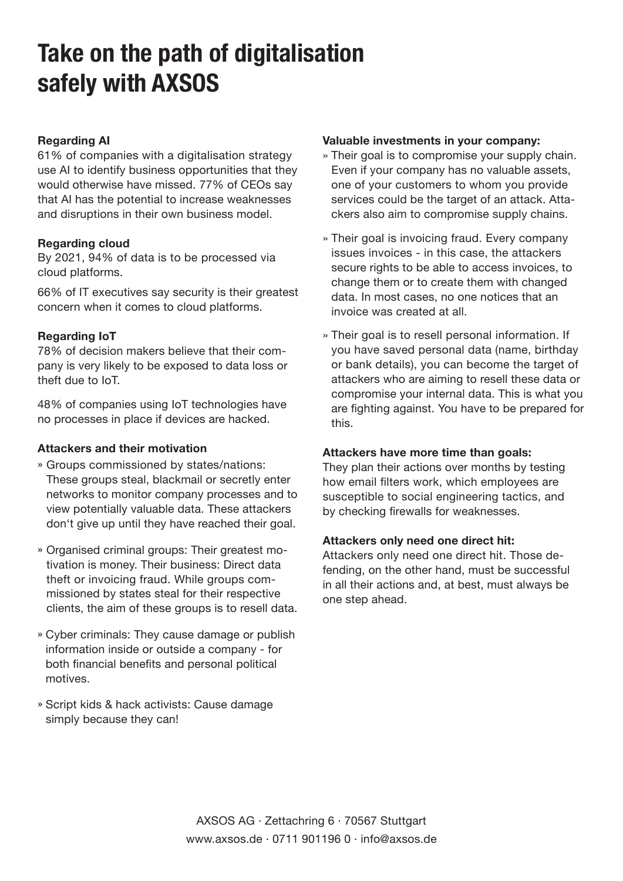# Take on the path of digitalisation safely with AXSOS

**Regarding AI**

61% of companies with a digitalisation strategy use AI to identify business opportunities that they would otherwise have missed. 77% of CEOs say that AI has the potential to increase weaknesses and disruptions in their own business model.

**Regarding cloud**

By 2021, 94% of data is to be processed via cloud platforms.

66% of IT executives say security is their greatest concern when it comes to cloud platforms.

**Regarding IoT**

78% of decision makers believe that their company is very likely to be exposed to data loss or theft due to IoT.

48% of companies using IoT technologies have no processes in place if devices are hacked.

**Attackers and their motivation**

» Groups commissioned by states/nations: These groups steal, blackmail or secretly enter networks to monitor company processes and to view potentially valuable data. These attackers don't give up until they have reached their goal.

» Organised criminal groups: Their greatest motivation is money. Their business: Direct data theft or invoicing fraud. While groups commissioned by states steal for their respective clients, the aim of these groups is to resell data.

» Cyber criminals: They cause damage or publish information inside or outside a company - for both financial benefits and personal political motives.

» Script kids & hack activists: Cause damage simply because they can!

**Valuable investments in your company:**

» Their goal is to compromise your supply chain. Even if your company has no valuable assets, one of your customers to whom you provide services could be the target of an attack. Attackers also aim to compromise supply chains.

» Their goal is invoicing fraud. Every company issues invoices - in this case, the attackers secure rights to be able to access invoices, to change them or to create them with changed data. In most cases, no one notices that an invoice was created at all.

» Their goal is to resell personal information. If you have saved personal data (name, birthday or bank details), you can become the target of attackers who are aiming to resell these data or compromise your internal data. This is what you are fighting against. You have to be prepared for this.

**Attackers have more time than goals:**

They plan their actions over months by testing how email filters work, which employees are susceptible to social engineering tactics, and by checking firewalls for weaknesses.

**Attackers only need one direct hit:**

Attackers only need one direct hit. Those defending, on the other hand, must be successful in all their actions and, at best, must always be one step ahead.

AXSOS AG · Zettachring 6 · 70567 Stuttgart
www.axsos.de · 0711 901196 0 · info@axsos.de